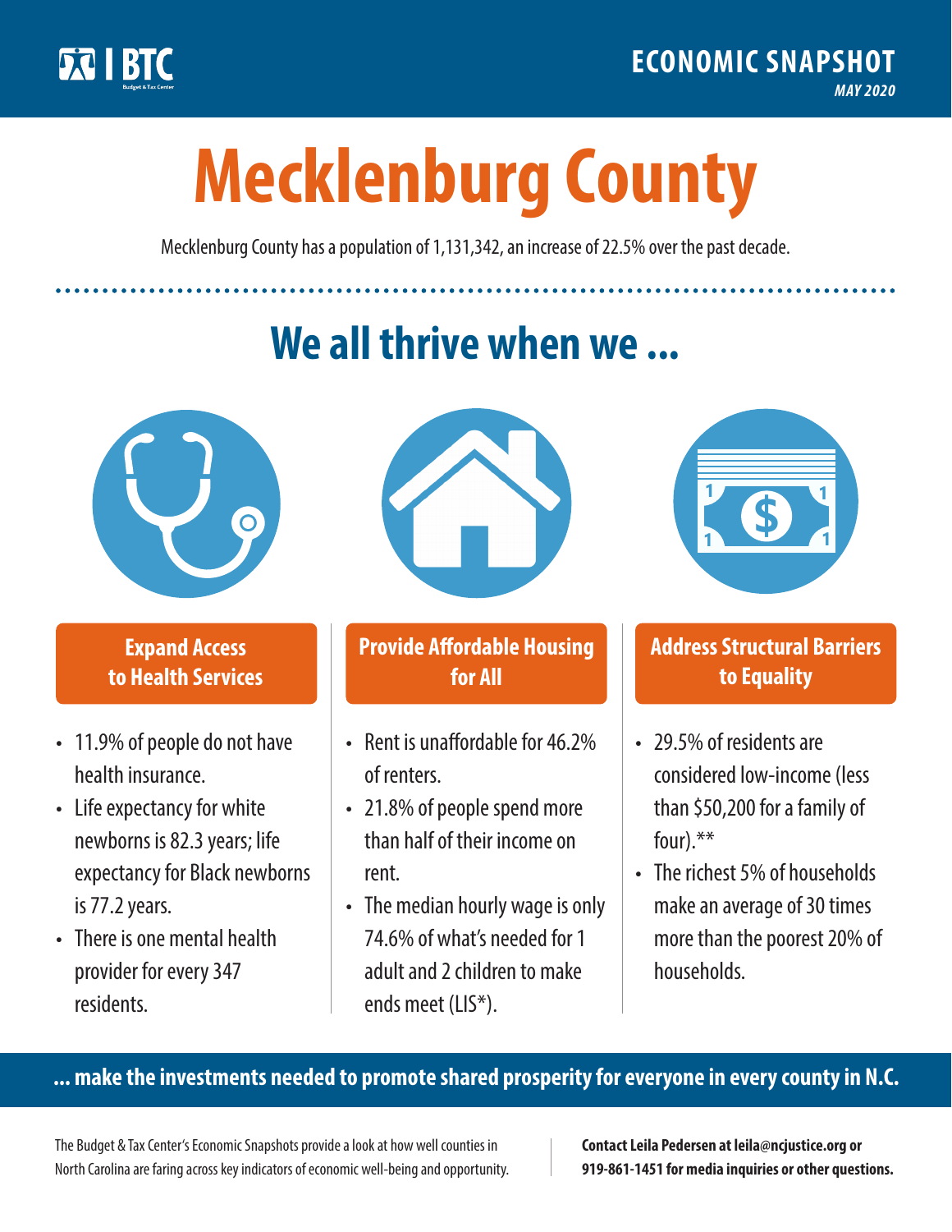BTC Budget & Tax Center

**ECONOMIC SNAPSHOT**
*MAY 2020*

# Mecklenburg County

Mecklenburg County has a population of 1,131,342, an increase of 22.5% over the past decade.

## We all thrive when we ...

### Expand Access to Health Services

- 11.9% of people do not have health insurance.
- Life expectancy for white newborns is 82.3 years; life expectancy for Black newborns is 77.2 years.
- There is one mental health provider for every 347 residents.

### Provide Affordable Housing for All

- Rent is unaffordable for 46.2% of renters.
- 21.8% of people spend more than half of their income on rent.
- The median hourly wage is only 74.6% of what's needed for 1 adult and 2 children to make ends meet (LIS*).

### Address Structural Barriers to Equality

- 29.5% of residents are considered low-income (less than $50,200 for a family of four).**
- The richest 5% of households make an average of 30 times more than the poorest 20% of households.

**... make the investments needed to promote shared prosperity for everyone in every county in N.C.**

The Budget & Tax Center's Economic Snapshots provide a look at how well counties in North Carolina are faring across key indicators of economic well-being and opportunity.

**Contact Leila Pedersen at leila@ncjustice.org or 919-861-1451 for media inquiries or other questions.**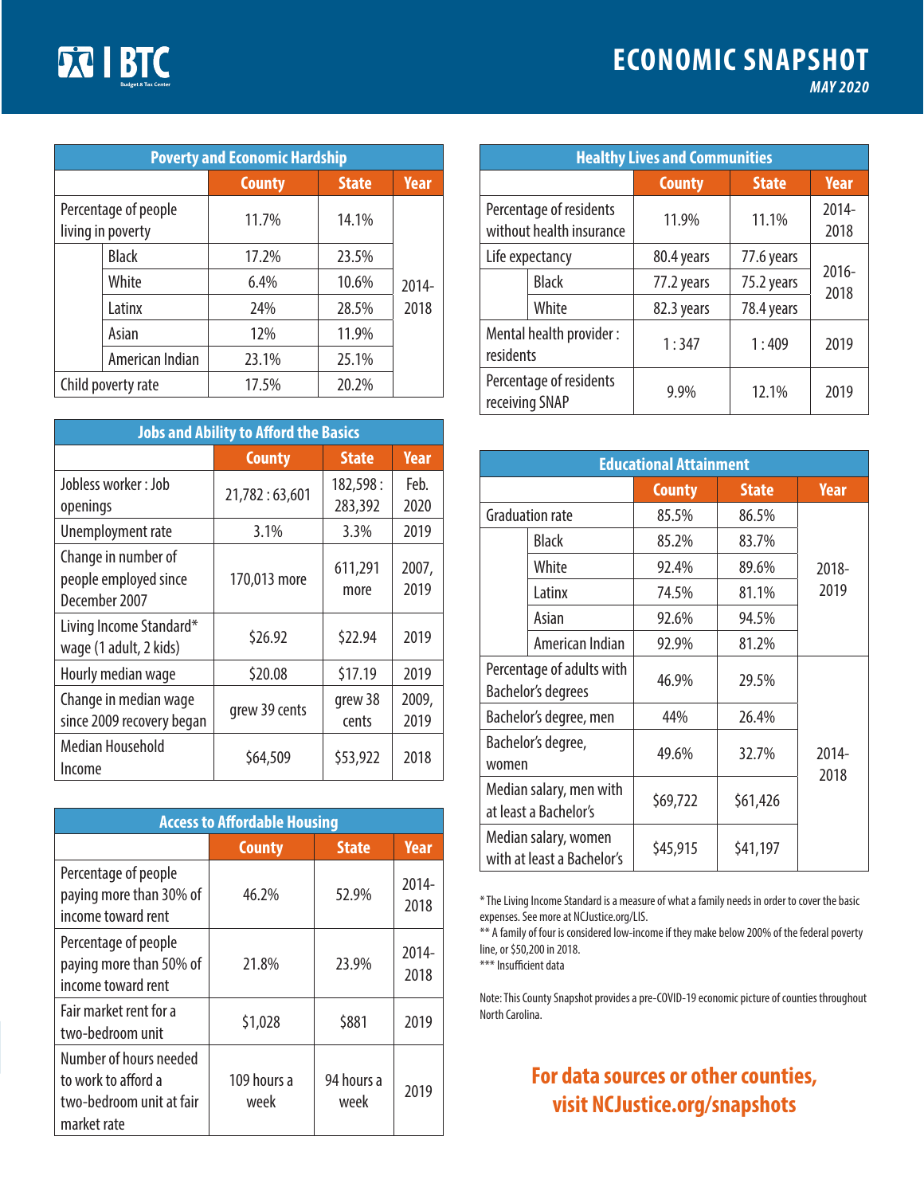BTC Budget & Tax Center

# ECONOMIC SNAPSHOT

*MAY 2020*

| Poverty and Economic Hardship | County | State | Year |
|---|---|---|---|
| Percentage of people living in poverty | 11.7% | 14.1% | 2014-2018 |
| Black | 17.2% | 23.5% | |
| White | 6.4% | 10.6% | |
| Latinx | 24% | 28.5% | |
| Asian | 12% | 11.9% | |
| American Indian | 23.1% | 25.1% | |
| Child poverty rate | 17.5% | 20.2% | |

| Jobs and Ability to Afford the Basics | County | State | Year |
|---|---|---|---|
| Jobless worker : Job openings | 21,782 : 63,601 | 182,598 : 283,392 | Feb. 2020 |
| Unemployment rate | 3.1% | 3.3% | 2019 |
| Change in number of people employed since December 2007 | 170,013 more | 611,291 more | 2007, 2019 |
| Living Income Standard* wage (1 adult, 2 kids) | $26.92 | $22.94 | 2019 |
| Hourly median wage | $20.08 | $17.19 | 2019 |
| Change in median wage since 2009 recovery began | grew 39 cents | grew 38 cents | 2009, 2019 |
| Median Household Income | $64,509 | $53,922 | 2018 |

| Access to Affordable Housing | County | State | Year |
|---|---|---|---|
| Percentage of people paying more than 30% of income toward rent | 46.2% | 52.9% | 2014-2018 |
| Percentage of people paying more than 50% of income toward rent | 21.8% | 23.9% | 2014-2018 |
| Fair market rent for a two-bedroom unit | $1,028 | $881 | 2019 |
| Number of hours needed to work to afford a two-bedroom unit at fair market rate | 109 hours a week | 94 hours a week | 2019 |

| Healthy Lives and Communities | County | State | Year |
|---|---|---|---|
| Percentage of residents without health insurance | 11.9% | 11.1% | 2014-2018 |
| Life expectancy | 80.4 years | 77.6 years | 2016-2018 |
| Black | 77.2 years | 75.2 years | |
| White | 82.3 years | 78.4 years | |
| Mental health provider : residents | 1 : 347 | 1 : 409 | 2019 |
| Percentage of residents receiving SNAP | 9.9% | 12.1% | 2019 |

| Educational Attainment | County | State | Year |
|---|---|---|---|
| Graduation rate | 85.5% | 86.5% | 2018-2019 |
| Black | 85.2% | 83.7% | |
| White | 92.4% | 89.6% | |
| Latinx | 74.5% | 81.1% | |
| Asian | 92.6% | 94.5% | |
| American Indian | 92.9% | 81.2% | |
| Percentage of adults with Bachelor's degrees | 46.9% | 29.5% | 2014-2018 |
| Bachelor's degree, men | 44% | 26.4% | |
| Bachelor's degree, women | 49.6% | 32.7% | |
| Median salary, men with at least a Bachelor's | $69,722 | $61,426 | |
| Median salary, women with at least a Bachelor's | $45,915 | $41,197 | |

* The Living Income Standard is a measure of what a family needs in order to cover the basic expenses. See more at NCJustice.org/LIS.

** A family of four is considered low-income if they make below 200% of the federal poverty line, or $50,200 in 2018.

*** Insufficient data

Note: This County Snapshot provides a pre-COVID-19 economic picture of counties throughout North Carolina.

**For data sources or other counties, visit NCJustice.org/snapshots**